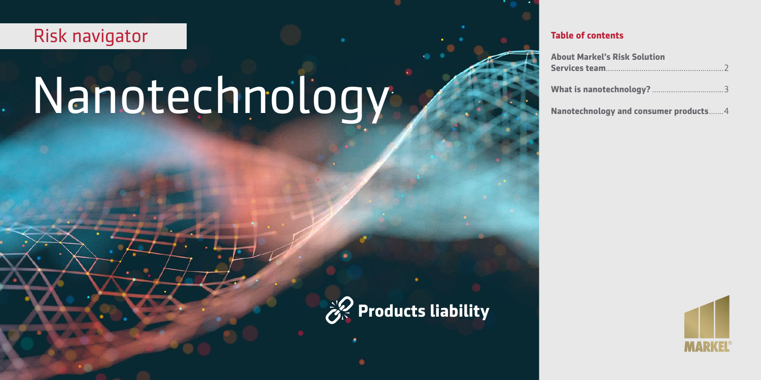Risk navigator

# Nanotechnology

Products liability

## Table of contents

**About Markel's Risk Solution Services team**.......2

**What is nanotechnology?**.......3

**Nanotechnology and consumer products**.......4

MARKEL®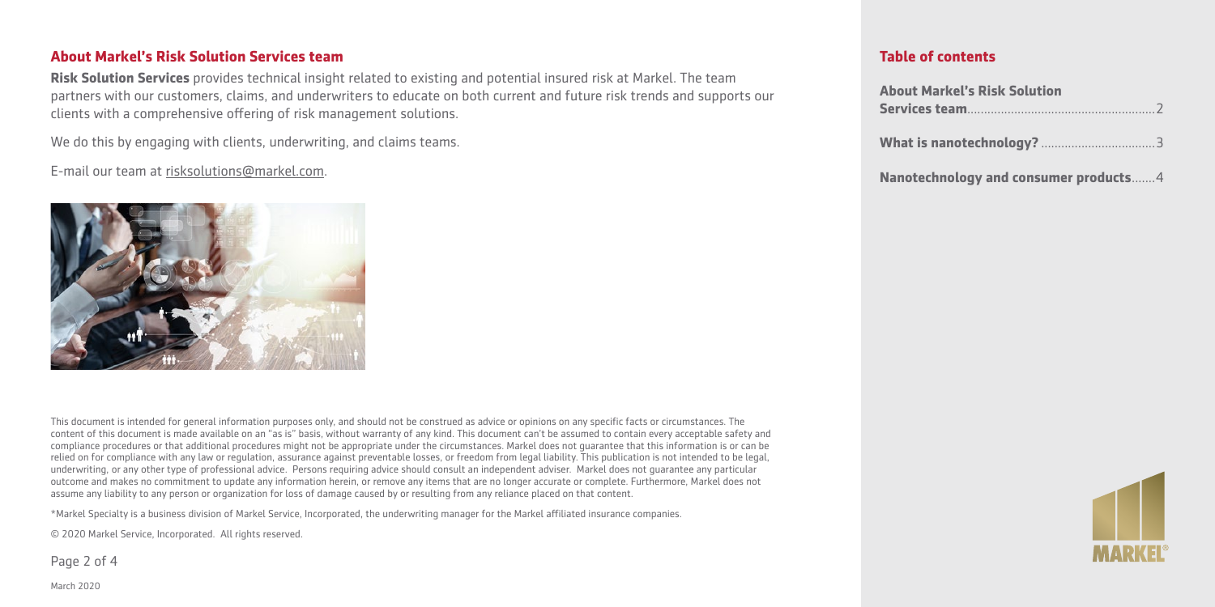## About Markel's Risk Solution Services team

**Risk Solution Services** provides technical insight related to existing and potential insured risk at Markel. The team partners with our customers, claims, and underwriters to educate on both current and future risk trends and supports our clients with a comprehensive offering of risk management solutions.

We do this by engaging with clients, underwriting, and claims teams.

E-mail our team at risksolutions@markel.com.

This document is intended for general information purposes only, and should not be construed as advice or opinions on any specific facts or circumstances. The content of this document is made available on an "as is" basis, without warranty of any kind. This document can't be assumed to contain every acceptable safety and compliance procedures or that additional procedures might not be appropriate under the circumstances. Markel does not guarantee that this information is or can be relied on for compliance with any law or regulation, assurance against preventable losses, or freedom from legal liability. This publication is not intended to be legal, underwriting, or any other type of professional advice. Persons requiring advice should consult an independent adviser. Markel does not guarantee any particular outcome and makes no commitment to update any information herein, or remove any items that are no longer accurate or complete. Furthermore, Markel does not assume any liability to any person or organization for loss of damage caused by or resulting from any reliance placed on that content.

*Markel Specialty is a business division of Markel Service, Incorporated, the underwriting manager for the Markel affiliated insurance companies.

© 2020 Markel Service, Incorporated. All rights reserved.

March 2020

## Table of contents

**About Markel's Risk Solution Services team**......2

**What is nanotechnology?**......3

**Nanotechnology and consumer products**......4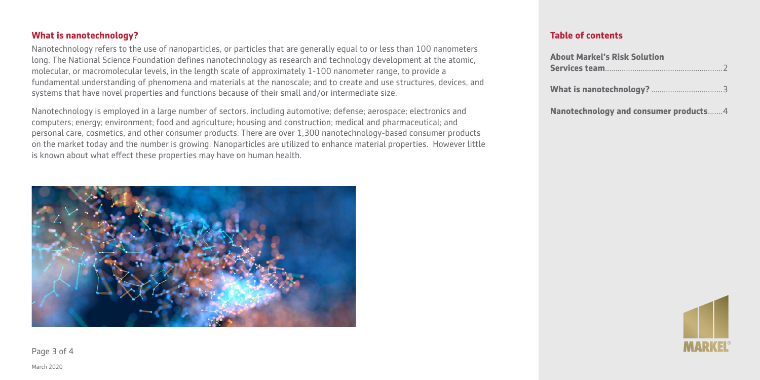## What is nanotechnology?

Nanotechnology refers to the use of nanoparticles, or particles that are generally equal to or less than 100 nanometers long. The National Science Foundation defines nanotechnology as research and technology development at the atomic, molecular, or macromolecular levels, in the length scale of approximately 1-100 nanometer range, to provide a fundamental understanding of phenomena and materials at the nanoscale; and to create and use structures, devices, and systems that have novel properties and functions because of their small and/or intermediate size.

Nanotechnology is employed in a large number of sectors, including automotive; defense; aerospace; electronics and computers; energy; environment; food and agriculture; housing and construction; medical and pharmaceutical; and personal care, cosmetics, and other consumer products. There are over 1,300 nanotechnology-based consumer products on the market today and the number is growing. Nanoparticles are utilized to enhance material properties. However little is known about what effect these properties may have on human health.

## Table of contents

**About Markel's Risk Solution Services team**........2

**What is nanotechnology?**........3

**Nanotechnology and consumer products**........4

March 2020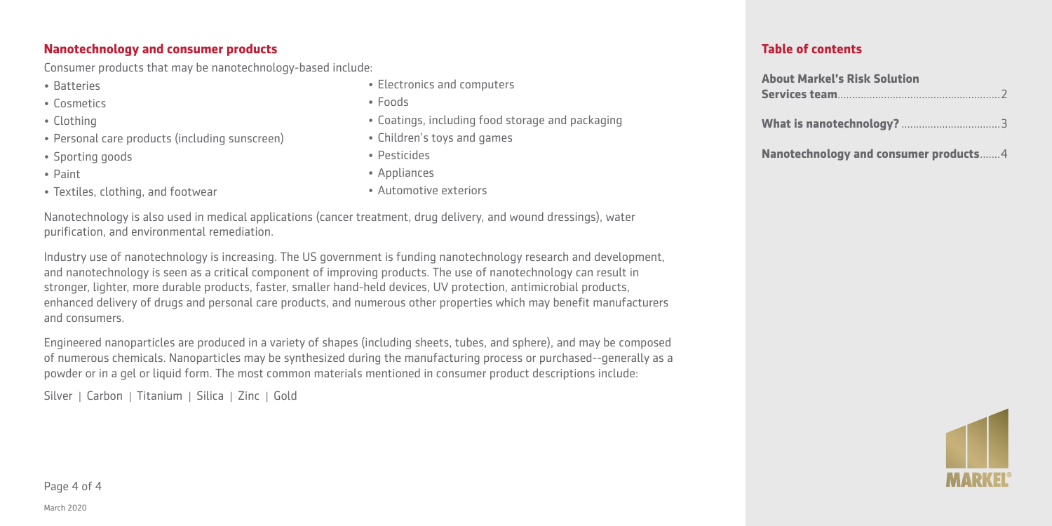## Nanotechnology and consumer products

Consumer products that may be nanotechnology-based include:

- Batteries
- Cosmetics
- Clothing
- Personal care products (including sunscreen)
- Sporting goods
- Paint
- Textiles, clothing, and footwear
- Electronics and computers
- Foods
- Coatings, including food storage and packaging
- Children's toys and games
- Pesticides
- Appliances
- Automotive exteriors

Nanotechnology is also used in medical applications (cancer treatment, drug delivery, and wound dressings), water purification, and environmental remediation.

Industry use of nanotechnology is increasing. The US government is funding nanotechnology research and development, and nanotechnology is seen as a critical component of improving products. The use of nanotechnology can result in stronger, lighter, more durable products, faster, smaller hand-held devices, UV protection, antimicrobial products, enhanced delivery of drugs and personal care products, and numerous other properties which may benefit manufacturers and consumers.

Engineered nanoparticles are produced in a variety of shapes (including sheets, tubes, and sphere), and may be composed of numerous chemicals. Nanoparticles may be synthesized during the manufacturing process or purchased--generally as a powder or in a gel or liquid form. The most common materials mentioned in consumer product descriptions include:

Silver | Carbon | Titanium | Silica | Zinc | Gold

### Table of contents

**About Markel's Risk Solution Services team**........2

**What is nanotechnology?**........3

**Nanotechnology and consumer products**........4

March 2020